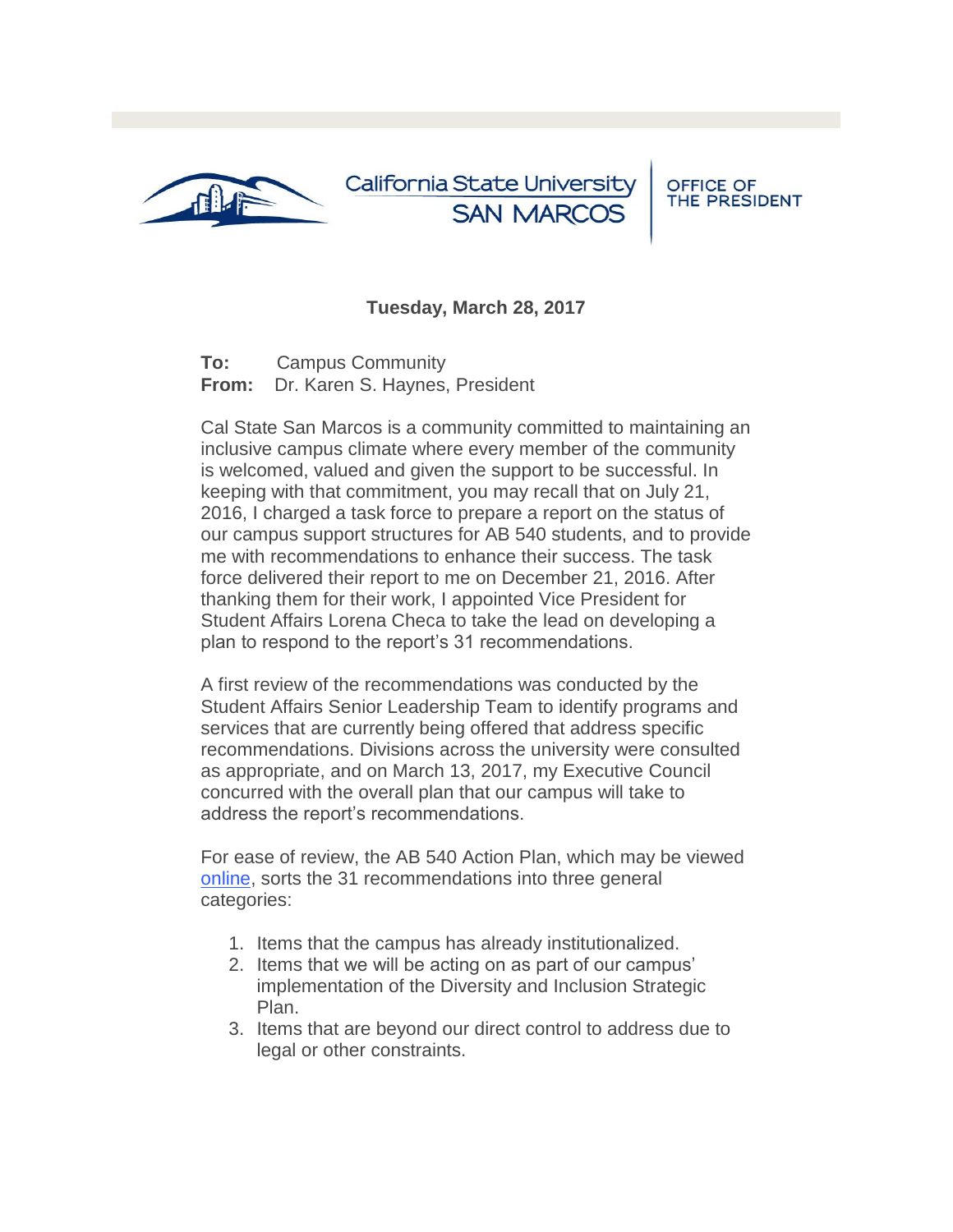California State University SAN MARCOS | OFFICE OF THE PRESIDENT

**Tuesday, March 28, 2017**

**To:** Campus Community
**From:** Dr. Karen S. Haynes, President

Cal State San Marcos is a community committed to maintaining an inclusive campus climate where every member of the community is welcomed, valued and given the support to be successful. In keeping with that commitment, you may recall that on July 21, 2016, I charged a task force to prepare a report on the status of our campus support structures for AB 540 students, and to provide me with recommendations to enhance their success. The task force delivered their report to me on December 21, 2016. After thanking them for their work, I appointed Vice President for Student Affairs Lorena Checa to take the lead on developing a plan to respond to the report's 31 recommendations.

A first review of the recommendations was conducted by the Student Affairs Senior Leadership Team to identify programs and services that are currently being offered that address specific recommendations. Divisions across the university were consulted as appropriate, and on March 13, 2017, my Executive Council concurred with the overall plan that our campus will take to address the report's recommendations.

For ease of review, the AB 540 Action Plan, which may be viewed online, sorts the 31 recommendations into three general categories:

1. Items that the campus has already institutionalized.
2. Items that we will be acting on as part of our campus' implementation of the Diversity and Inclusion Strategic Plan.
3. Items that are beyond our direct control to address due to legal or other constraints.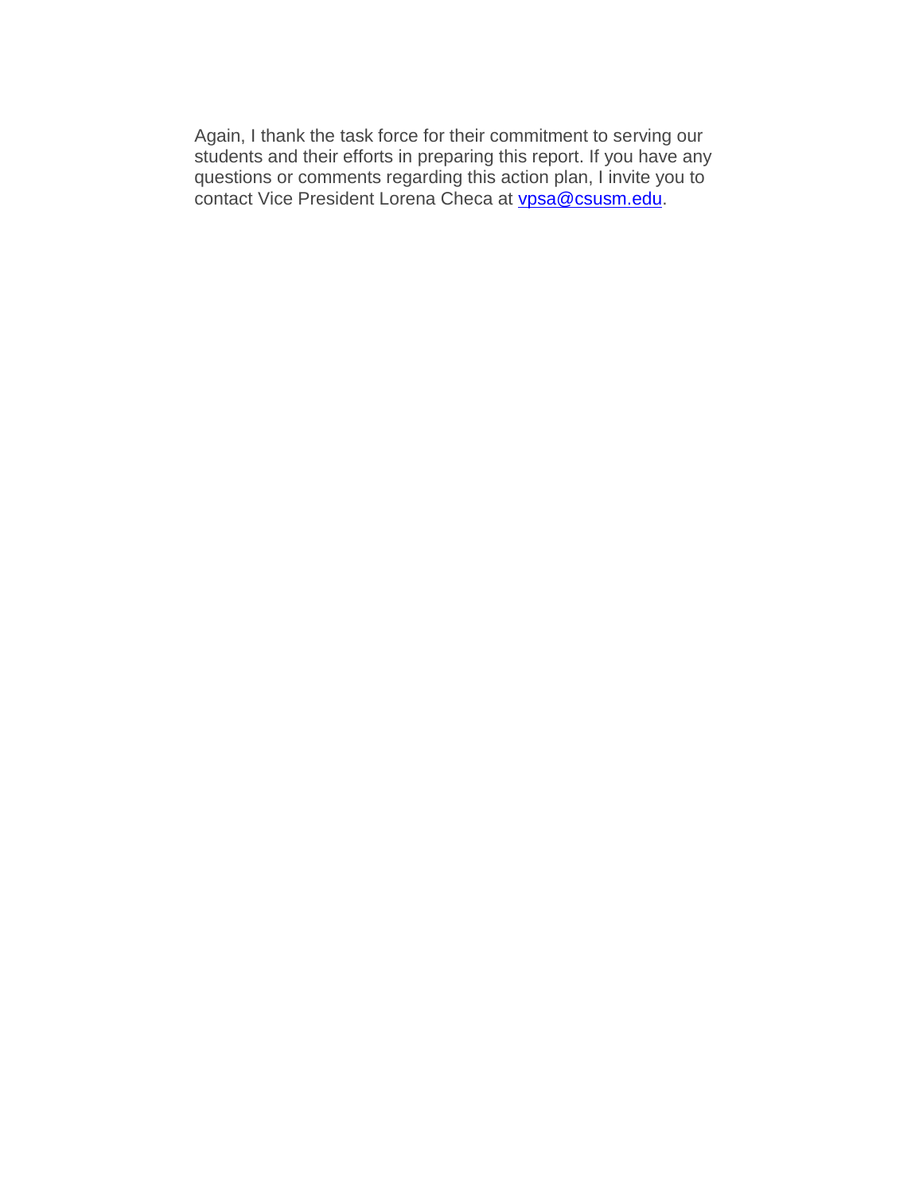Again, I thank the task force for their commitment to serving our students and their efforts in preparing this report. If you have any questions or comments regarding this action plan, I invite you to contact Vice President Lorena Checa at [vpsa@csusm.edu](mailto:vpsa@csusm.edu).